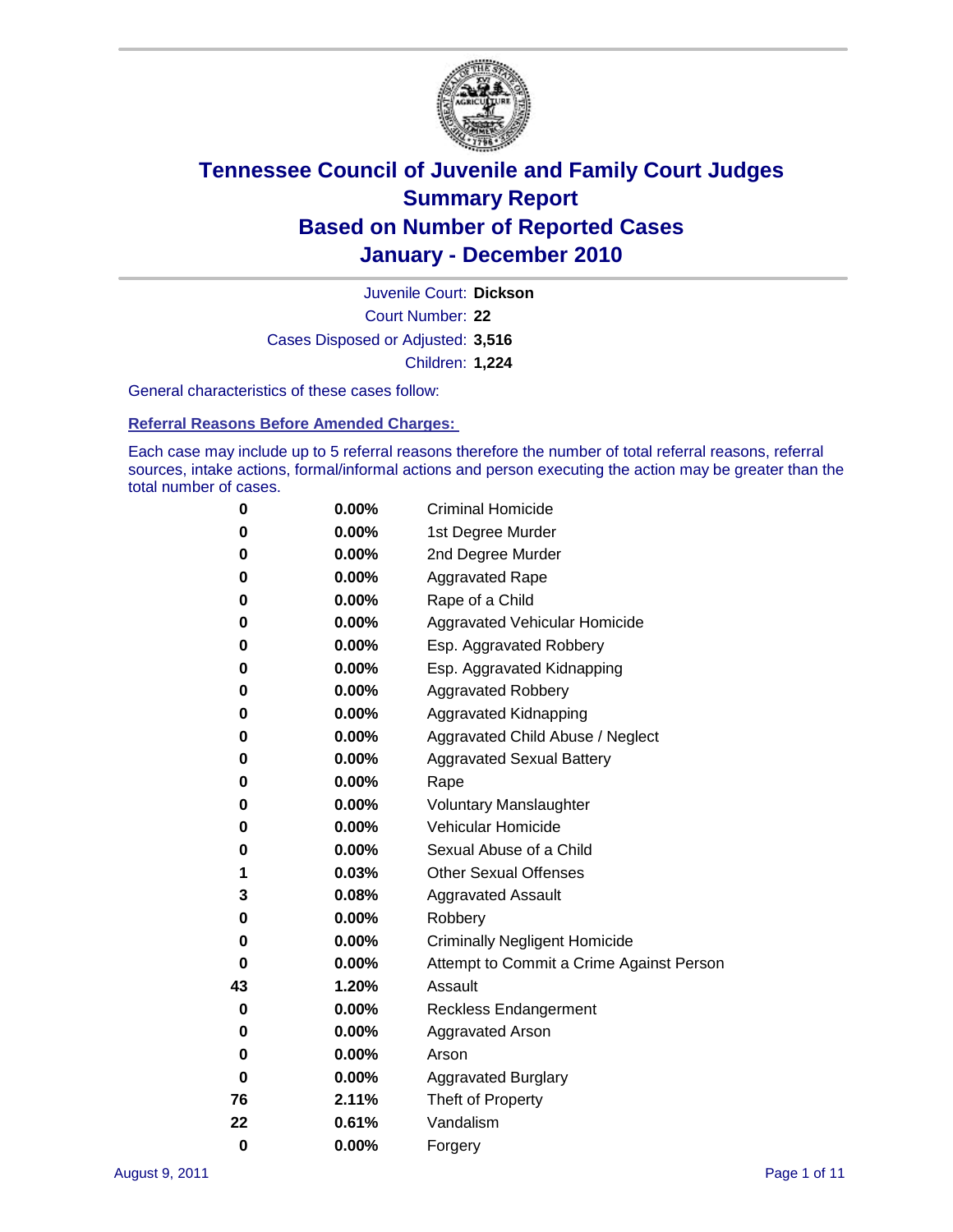# Tennessee Council of Juvenile and Family Court Judges
## Summary Report
## Based on Number of Reported Cases
## January - December 2010

Juvenile Court: **Dickson**

Court Number: **22**

Cases Disposed or Adjusted: **3,516**

Children: **1,224**

General characteristics of these cases follow:

### Referral Reasons Before Amended Charges:

Each case may include up to 5 referral reasons therefore the number of total referral reasons, referral sources, intake actions, formal/informal actions and person executing the action may be greater than the total number of cases.

| Count | Percent | Referral Reason |
|---|---|---|
| 0 | 0.00% | Criminal Homicide |
| 0 | 0.00% | 1st Degree Murder |
| 0 | 0.00% | 2nd Degree Murder |
| 0 | 0.00% | Aggravated Rape |
| 0 | 0.00% | Rape of a Child |
| 0 | 0.00% | Aggravated Vehicular Homicide |
| 0 | 0.00% | Esp. Aggravated Robbery |
| 0 | 0.00% | Esp. Aggravated Kidnapping |
| 0 | 0.00% | Aggravated Robbery |
| 0 | 0.00% | Aggravated Kidnapping |
| 0 | 0.00% | Aggravated Child Abuse / Neglect |
| 0 | 0.00% | Aggravated Sexual Battery |
| 0 | 0.00% | Rape |
| 0 | 0.00% | Voluntary Manslaughter |
| 0 | 0.00% | Vehicular Homicide |
| 0 | 0.00% | Sexual Abuse of a Child |
| 1 | 0.03% | Other Sexual Offenses |
| 3 | 0.08% | Aggravated Assault |
| 0 | 0.00% | Robbery |
| 0 | 0.00% | Criminally Negligent Homicide |
| 0 | 0.00% | Attempt to Commit a Crime Against Person |
| 43 | 1.20% | Assault |
| 0 | 0.00% | Reckless Endangerment |
| 0 | 0.00% | Aggravated Arson |
| 0 | 0.00% | Arson |
| 0 | 0.00% | Aggravated Burglary |
| 76 | 2.11% | Theft of Property |
| 22 | 0.61% | Vandalism |
| 0 | 0.00% | Forgery |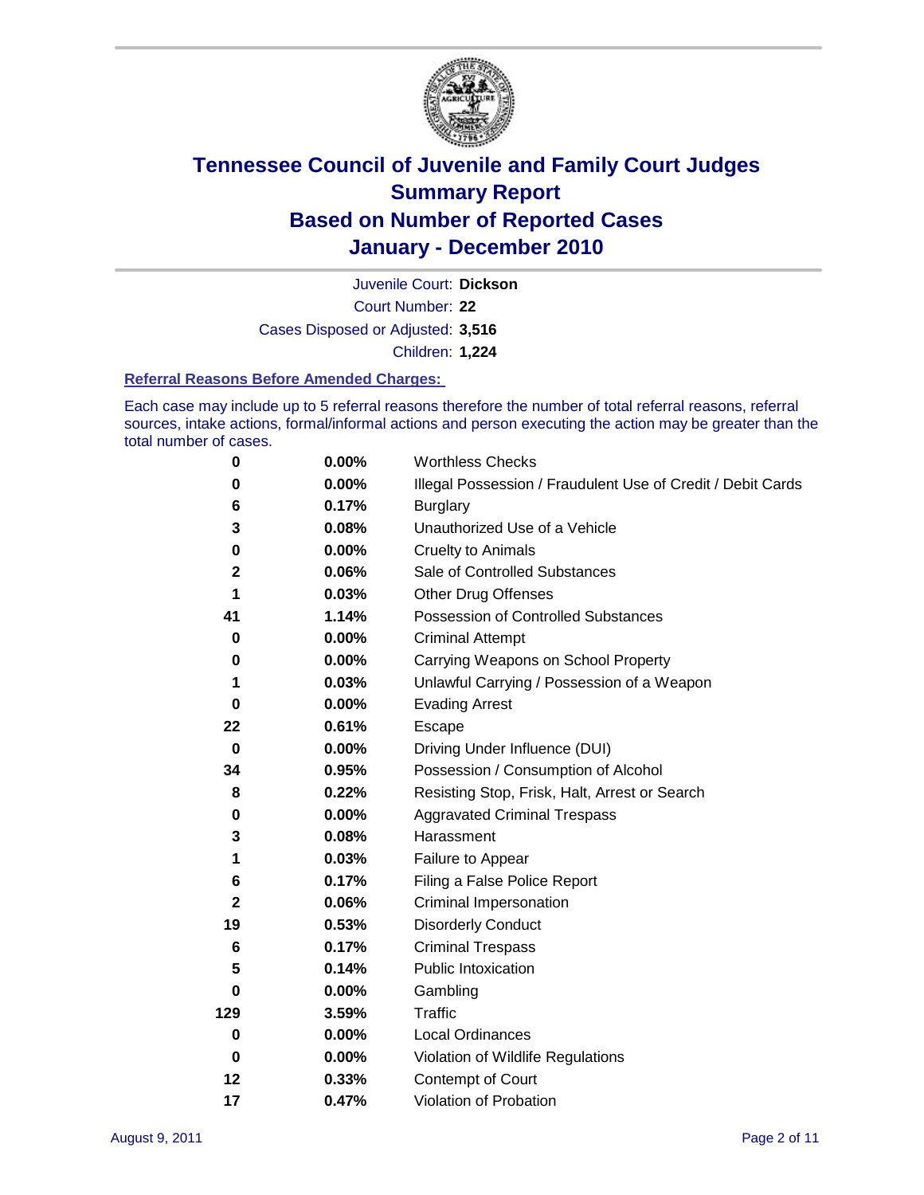# Tennessee Council of Juvenile and Family Court Judges
# Summary Report
# Based on Number of Reported Cases
# January - December 2010

Juvenile Court: **Dickson**

Court Number: **22**

Cases Disposed or Adjusted: **3,516**

Children: **1,224**

### Referral Reasons Before Amended Charges:

Each case may include up to 5 referral reasons therefore the number of total referral reasons, referral sources, intake actions, formal/informal actions and person executing the action may be greater than the total number of cases.

| Count | Percent | Referral Reason |
|---|---|---|
| 0 | 0.00% | Worthless Checks |
| 0 | 0.00% | Illegal Possession / Fraudulent Use of Credit / Debit Cards |
| 6 | 0.17% | Burglary |
| 3 | 0.08% | Unauthorized Use of a Vehicle |
| 0 | 0.00% | Cruelty to Animals |
| 2 | 0.06% | Sale of Controlled Substances |
| 1 | 0.03% | Other Drug Offenses |
| 41 | 1.14% | Possession of Controlled Substances |
| 0 | 0.00% | Criminal Attempt |
| 0 | 0.00% | Carrying Weapons on School Property |
| 1 | 0.03% | Unlawful Carrying / Possession of a Weapon |
| 0 | 0.00% | Evading Arrest |
| 22 | 0.61% | Escape |
| 0 | 0.00% | Driving Under Influence (DUI) |
| 34 | 0.95% | Possession / Consumption of Alcohol |
| 8 | 0.22% | Resisting Stop, Frisk, Halt, Arrest or Search |
| 0 | 0.00% | Aggravated Criminal Trespass |
| 3 | 0.08% | Harassment |
| 1 | 0.03% | Failure to Appear |
| 6 | 0.17% | Filing a False Police Report |
| 2 | 0.06% | Criminal Impersonation |
| 19 | 0.53% | Disorderly Conduct |
| 6 | 0.17% | Criminal Trespass |
| 5 | 0.14% | Public Intoxication |
| 0 | 0.00% | Gambling |
| 129 | 3.59% | Traffic |
| 0 | 0.00% | Local Ordinances |
| 0 | 0.00% | Violation of Wildlife Regulations |
| 12 | 0.33% | Contempt of Court |
| 17 | 0.47% | Violation of Probation |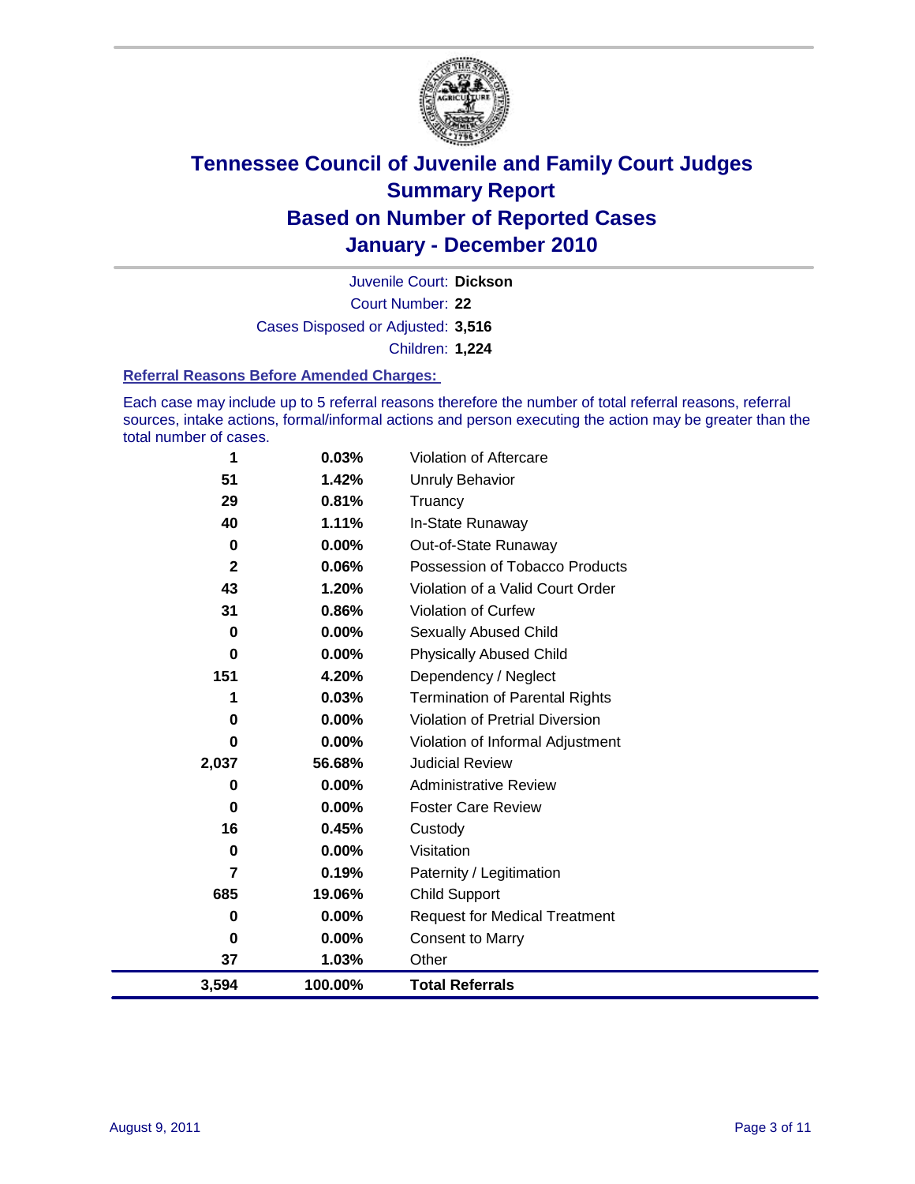# Tennessee Council of Juvenile and Family Court Judges
## Summary Report
## Based on Number of Reported Cases
## January - December 2010

Juvenile Court: **Dickson**

Court Number: **22**

Cases Disposed or Adjusted: **3,516**

Children: **1,224**

### Referral Reasons Before Amended Charges:

Each case may include up to 5 referral reasons therefore the number of total referral reasons, referral sources, intake actions, formal/informal actions and person executing the action may be greater than the total number of cases.

| | | |
|---|---|---|
| 1 | 0.03% | Violation of Aftercare |
| 51 | 1.42% | Unruly Behavior |
| 29 | 0.81% | Truancy |
| 40 | 1.11% | In-State Runaway |
| 0 | 0.00% | Out-of-State Runaway |
| 2 | 0.06% | Possession of Tobacco Products |
| 43 | 1.20% | Violation of a Valid Court Order |
| 31 | 0.86% | Violation of Curfew |
| 0 | 0.00% | Sexually Abused Child |
| 0 | 0.00% | Physically Abused Child |
| 151 | 4.20% | Dependency / Neglect |
| 1 | 0.03% | Termination of Parental Rights |
| 0 | 0.00% | Violation of Pretrial Diversion |
| 0 | 0.00% | Violation of Informal Adjustment |
| 2,037 | 56.68% | Judicial Review |
| 0 | 0.00% | Administrative Review |
| 0 | 0.00% | Foster Care Review |
| 16 | 0.45% | Custody |
| 0 | 0.00% | Visitation |
| 7 | 0.19% | Paternity / Legitimation |
| 685 | 19.06% | Child Support |
| 0 | 0.00% | Request for Medical Treatment |
| 0 | 0.00% | Consent to Marry |
| 37 | 1.03% | Other |
| **3,594** | **100.00%** | **Total Referrals** |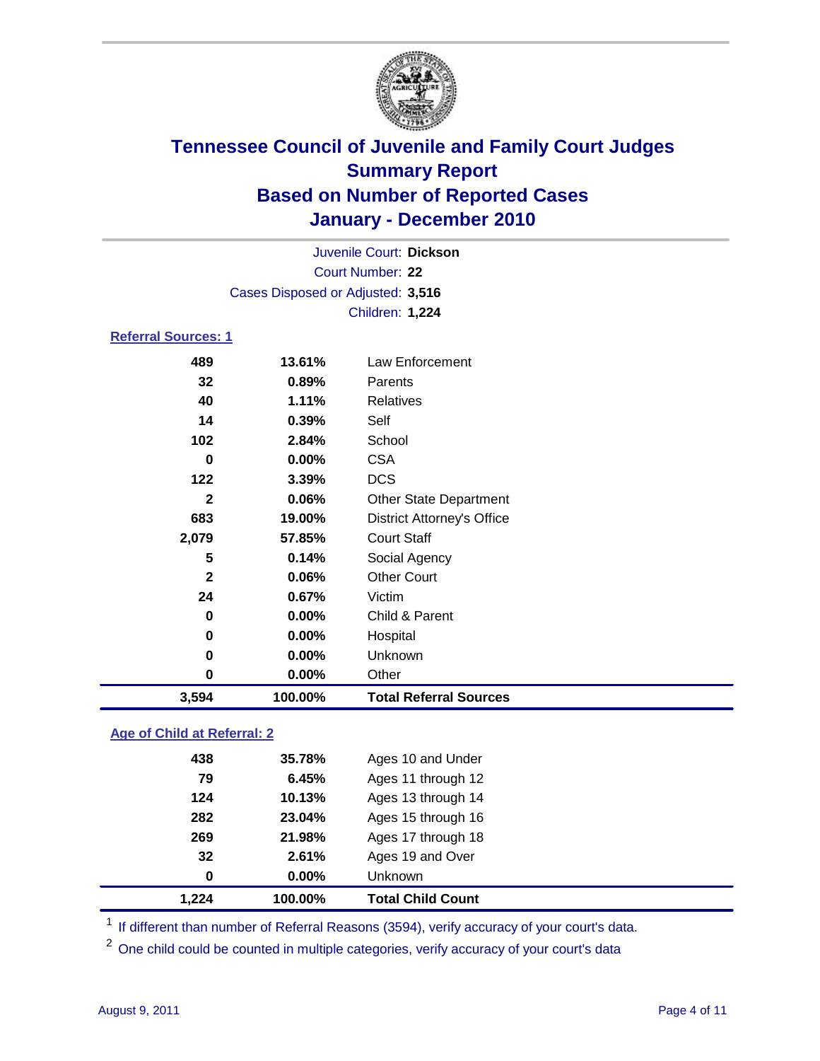# Tennessee Council of Juvenile and Family Court Judges
## Summary Report
## Based on Number of Reported Cases
## January - December 2010

Juvenile Court: **Dickson**
Court Number: **22**
Cases Disposed or Adjusted: **3,516**
Children: **1,224**

### Referral Sources: 1

| | | |
|---|---|---|
| 489 | 13.61% | Law Enforcement |
| 32 | 0.89% | Parents |
| 40 | 1.11% | Relatives |
| 14 | 0.39% | Self |
| 102 | 2.84% | School |
| 0 | 0.00% | CSA |
| 122 | 3.39% | DCS |
| 2 | 0.06% | Other State Department |
| 683 | 19.00% | District Attorney's Office |
| 2,079 | 57.85% | Court Staff |
| 5 | 0.14% | Social Agency |
| 2 | 0.06% | Other Court |
| 24 | 0.67% | Victim |
| 0 | 0.00% | Child & Parent |
| 0 | 0.00% | Hospital |
| 0 | 0.00% | Unknown |
| 0 | 0.00% | Other |
| **3,594** | **100.00%** | **Total Referral Sources** |

### Age of Child at Referral: 2

| | | |
|---|---|---|
| 438 | 35.78% | Ages 10 and Under |
| 79 | 6.45% | Ages 11 through 12 |
| 124 | 10.13% | Ages 13 through 14 |
| 282 | 23.04% | Ages 15 through 16 |
| 269 | 21.98% | Ages 17 through 18 |
| 32 | 2.61% | Ages 19 and Over |
| 0 | 0.00% | Unknown |
| **1,224** | **100.00%** | **Total Child Count** |

[1] If different than number of Referral Reasons (3594), verify accuracy of your court's data.

[2] One child could be counted in multiple categories, verify accuracy of your court's data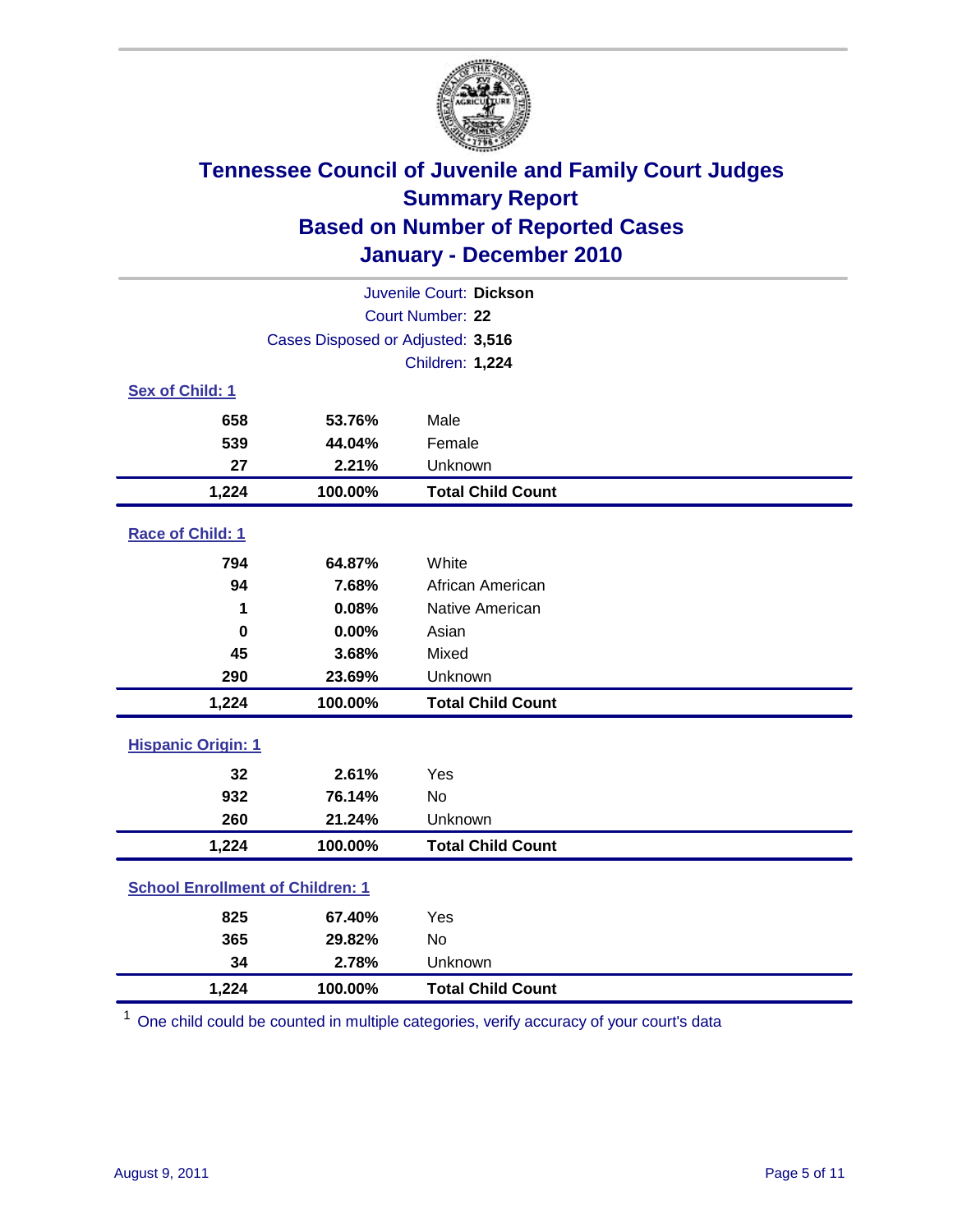# Tennessee Council of Juvenile and Family Court Judges
## Summary Report
## Based on Number of Reported Cases
## January - December 2010

Juvenile Court: **Dickson**
Court Number: **22**
Cases Disposed or Adjusted: **3,516**
Children: **1,224**

### Sex of Child: 1

| | | |
|---|---|---|
| 658 | 53.76% | Male |
| 539 | 44.04% | Female |
| 27 | 2.21% | Unknown |
| **1,224** | **100.00%** | **Total Child Count** |

### Race of Child: 1

| | | |
|---|---|---|
| 794 | 64.87% | White |
| 94 | 7.68% | African American |
| 1 | 0.08% | Native American |
| 0 | 0.00% | Asian |
| 45 | 3.68% | Mixed |
| 290 | 23.69% | Unknown |
| **1,224** | **100.00%** | **Total Child Count** |

### Hispanic Origin: 1

| | | |
|---|---|---|
| 32 | 2.61% | Yes |
| 932 | 76.14% | No |
| 260 | 21.24% | Unknown |
| **1,224** | **100.00%** | **Total Child Count** |

### School Enrollment of Children: 1

| | | |
|---|---|---|
| 825 | 67.40% | Yes |
| 365 | 29.82% | No |
| 34 | 2.78% | Unknown |
| **1,224** | **100.00%** | **Total Child Count** |

[1] One child could be counted in multiple categories, verify accuracy of your court's data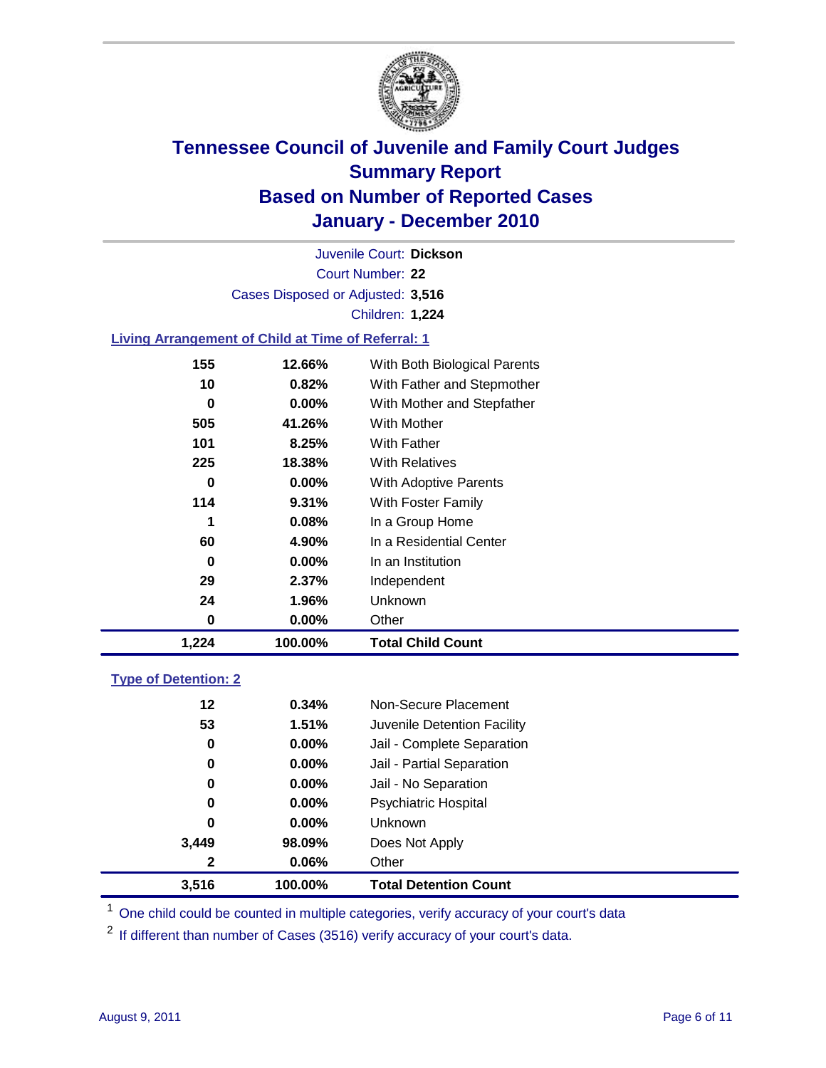# Tennessee Council of Juvenile and Family Court Judges
## Summary Report
## Based on Number of Reported Cases
## January - December 2010

Juvenile Court: **Dickson**

Court Number: **22**

Cases Disposed or Adjusted: **3,516**

Children: **1,224**

### Living Arrangement of Child at Time of Referral: 1

| Count | Percent | Arrangement |
|---|---|---|
| 155 | 12.66% | With Both Biological Parents |
| 10 | 0.82% | With Father and Stepmother |
| 0 | 0.00% | With Mother and Stepfather |
| 505 | 41.26% | With Mother |
| 101 | 8.25% | With Father |
| 225 | 18.38% | With Relatives |
| 0 | 0.00% | With Adoptive Parents |
| 114 | 9.31% | With Foster Family |
| 1 | 0.08% | In a Group Home |
| 60 | 4.90% | In a Residential Center |
| 0 | 0.00% | In an Institution |
| 29 | 2.37% | Independent |
| 24 | 1.96% | Unknown |
| 0 | 0.00% | Other |
| **1,224** | **100.00%** | **Total Child Count** |

### Type of Detention: 2

| Count | Percent | Type |
|---|---|---|
| 12 | 0.34% | Non-Secure Placement |
| 53 | 1.51% | Juvenile Detention Facility |
| 0 | 0.00% | Jail - Complete Separation |
| 0 | 0.00% | Jail - Partial Separation |
| 0 | 0.00% | Jail - No Separation |
| 0 | 0.00% | Psychiatric Hospital |
| 0 | 0.00% | Unknown |
| 3,449 | 98.09% | Does Not Apply |
| 2 | 0.06% | Other |
| **3,516** | **100.00%** | **Total Detention Count** |

[1] One child could be counted in multiple categories, verify accuracy of your court's data

[2] If different than number of Cases (3516) verify accuracy of your court's data.

August 9, 2011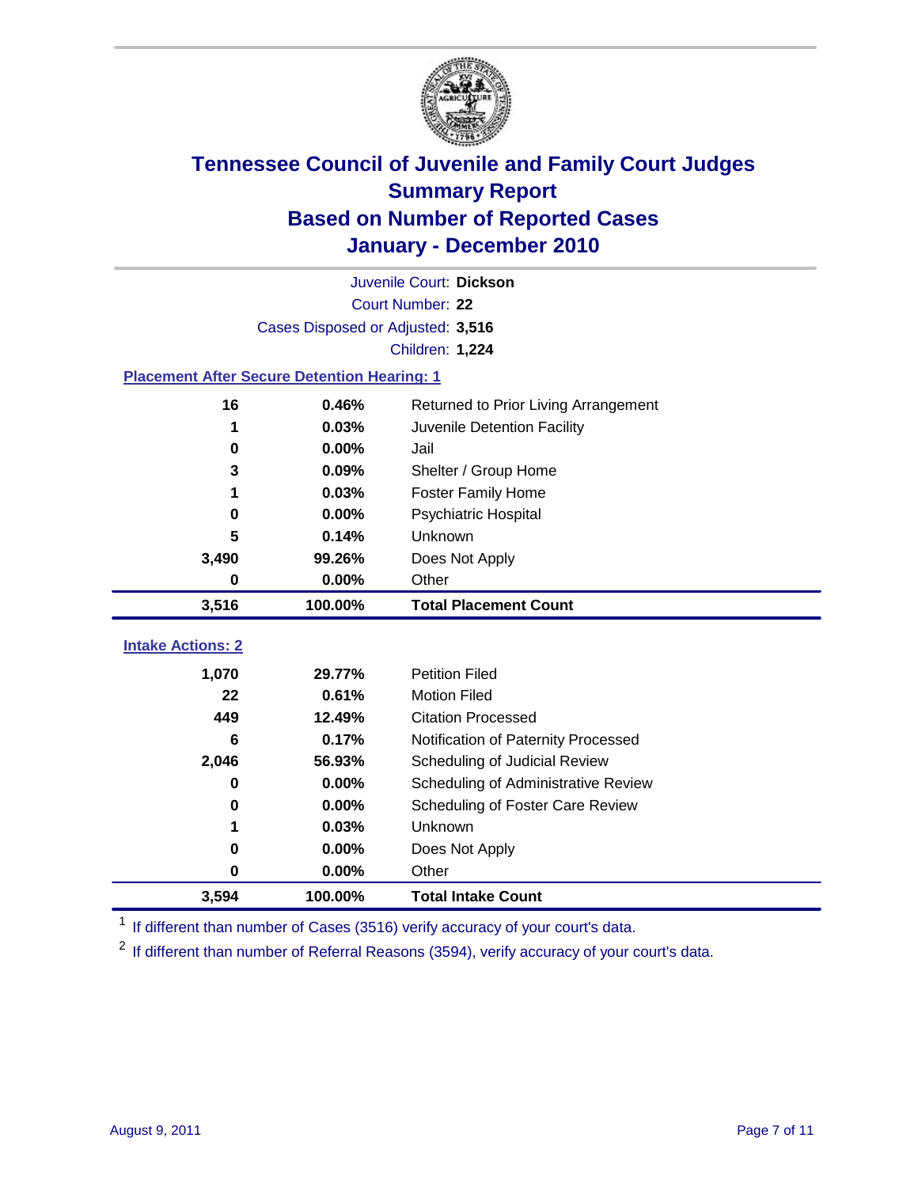# Tennessee Council of Juvenile and Family Court Judges
## Summary Report
## Based on Number of Reported Cases
## January - December 2010

Juvenile Court: **Dickson**

Court Number: **22**

Cases Disposed or Adjusted: **3,516**

Children: **1,224**

### Placement After Secure Detention Hearing: 1

| | | |
|---|---|---|
| 16 | 0.46% | Returned to Prior Living Arrangement |
| 1 | 0.03% | Juvenile Detention Facility |
| 0 | 0.00% | Jail |
| 3 | 0.09% | Shelter / Group Home |
| 1 | 0.03% | Foster Family Home |
| 0 | 0.00% | Psychiatric Hospital |
| 5 | 0.14% | Unknown |
| 3,490 | 99.26% | Does Not Apply |
| 0 | 0.00% | Other |
| **3,516** | **100.00%** | **Total Placement Count** |

### Intake Actions: 2

| | | |
|---|---|---|
| 1,070 | 29.77% | Petition Filed |
| 22 | 0.61% | Motion Filed |
| 449 | 12.49% | Citation Processed |
| 6 | 0.17% | Notification of Paternity Processed |
| 2,046 | 56.93% | Scheduling of Judicial Review |
| 0 | 0.00% | Scheduling of Administrative Review |
| 0 | 0.00% | Scheduling of Foster Care Review |
| 1 | 0.03% | Unknown |
| 0 | 0.00% | Does Not Apply |
| 0 | 0.00% | Other |
| **3,594** | **100.00%** | **Total Intake Count** |

[1] If different than number of Cases (3516) verify accuracy of your court's data.

[2] If different than number of Referral Reasons (3594), verify accuracy of your court's data.

August 9, 2011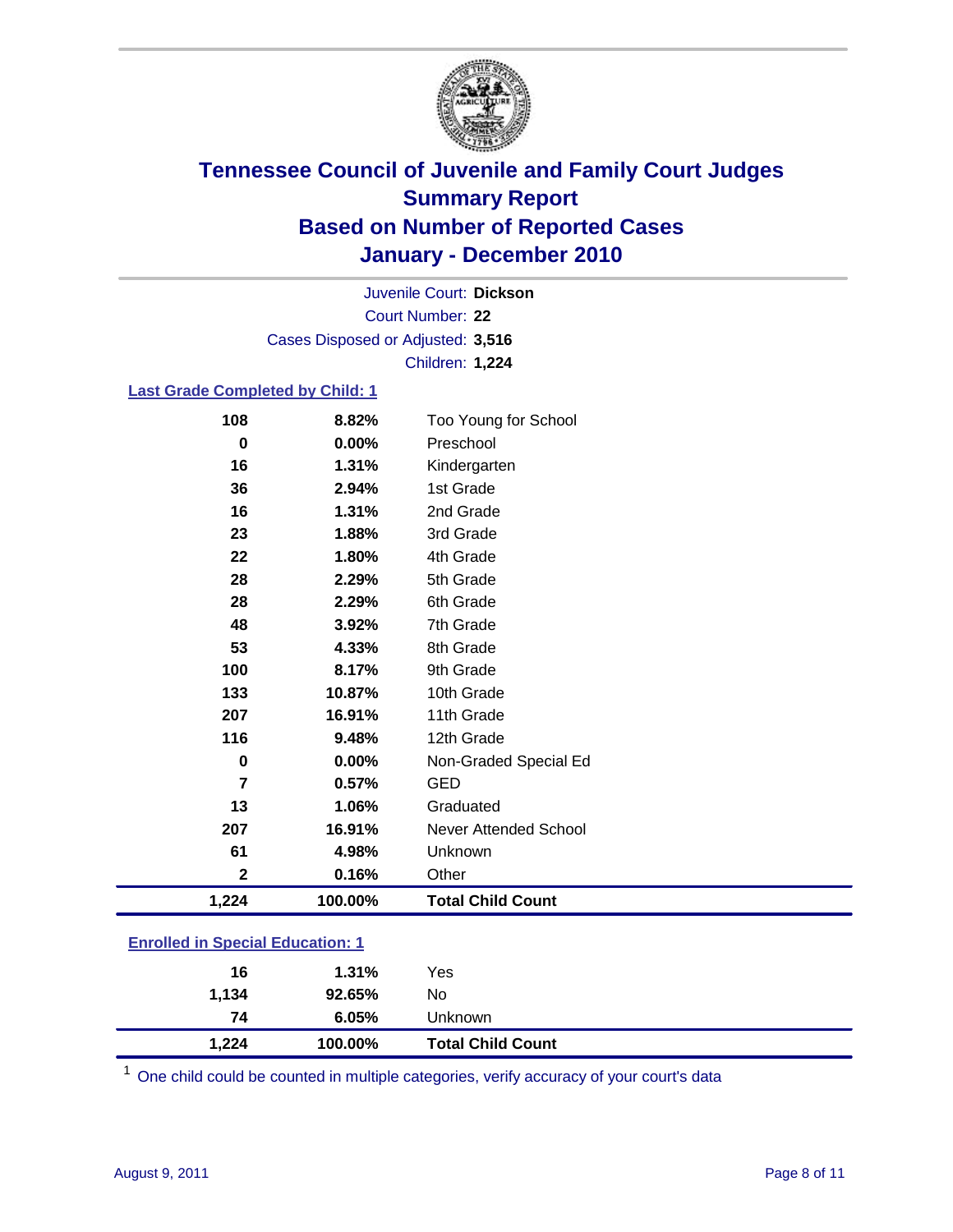# Tennessee Council of Juvenile and Family Court Judges
## Summary Report
## Based on Number of Reported Cases
## January - December 2010

Juvenile Court: **Dickson**
Court Number: **22**
Cases Disposed or Adjusted: **3,516**
Children: **1,224**

### Last Grade Completed by Child: 1

| Count | Percent | Category |
|---|---|---|
| 108 | 8.82% | Too Young for School |
| 0 | 0.00% | Preschool |
| 16 | 1.31% | Kindergarten |
| 36 | 2.94% | 1st Grade |
| 16 | 1.31% | 2nd Grade |
| 23 | 1.88% | 3rd Grade |
| 22 | 1.80% | 4th Grade |
| 28 | 2.29% | 5th Grade |
| 28 | 2.29% | 6th Grade |
| 48 | 3.92% | 7th Grade |
| 53 | 4.33% | 8th Grade |
| 100 | 8.17% | 9th Grade |
| 133 | 10.87% | 10th Grade |
| 207 | 16.91% | 11th Grade |
| 116 | 9.48% | 12th Grade |
| 0 | 0.00% | Non-Graded Special Ed |
| 7 | 0.57% | GED |
| 13 | 1.06% | Graduated |
| 207 | 16.91% | Never Attended School |
| 61 | 4.98% | Unknown |
| 2 | 0.16% | Other |
| **1,224** | **100.00%** | **Total Child Count** |

### Enrolled in Special Education: 1

| Count | Percent | Category |
|---|---|---|
| 16 | 1.31% | Yes |
| 1,134 | 92.65% | No |
| 74 | 6.05% | Unknown |
| **1,224** | **100.00%** | **Total Child Count** |

[1] One child could be counted in multiple categories, verify accuracy of your court's data

August 9, 2011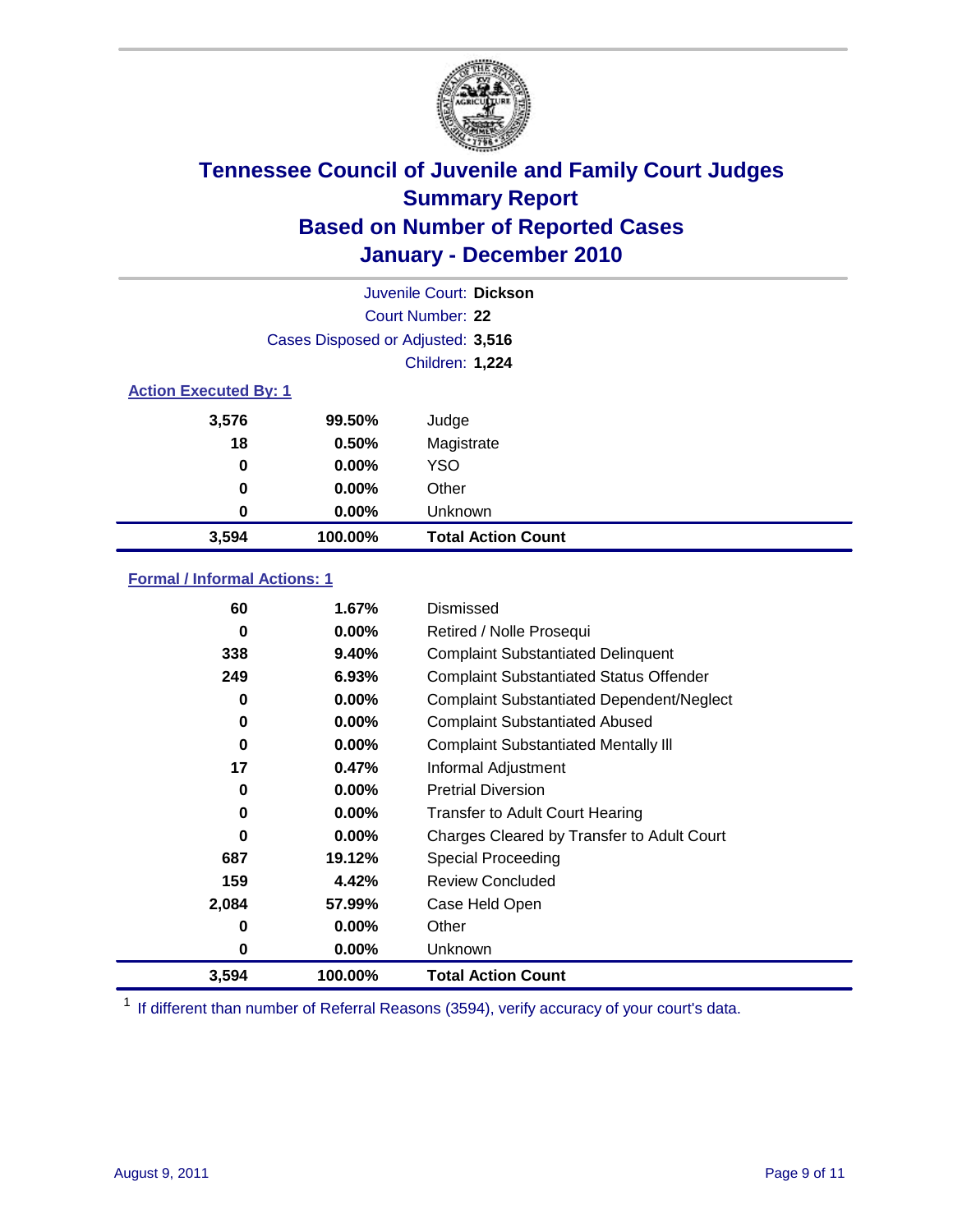# Tennessee Council of Juvenile and Family Court Judges
## Summary Report
## Based on Number of Reported Cases
## January - December 2010

Juvenile Court: **Dickson**
Court Number: **22**
Cases Disposed or Adjusted: **3,516**
Children: **1,224**

### Action Executed By: 1

| | | |
|---|---|---|
| 3,576 | 99.50% | Judge |
| 18 | 0.50% | Magistrate |
| 0 | 0.00% | YSO |
| 0 | 0.00% | Other |
| 0 | 0.00% | Unknown |
| **3,594** | **100.00%** | **Total Action Count** |

### Formal / Informal Actions: 1

| | | |
|---|---|---|
| 60 | 1.67% | Dismissed |
| 0 | 0.00% | Retired / Nolle Prosequi |
| 338 | 9.40% | Complaint Substantiated Delinquent |
| 249 | 6.93% | Complaint Substantiated Status Offender |
| 0 | 0.00% | Complaint Substantiated Dependent/Neglect |
| 0 | 0.00% | Complaint Substantiated Abused |
| 0 | 0.00% | Complaint Substantiated Mentally Ill |
| 17 | 0.47% | Informal Adjustment |
| 0 | 0.00% | Pretrial Diversion |
| 0 | 0.00% | Transfer to Adult Court Hearing |
| 0 | 0.00% | Charges Cleared by Transfer to Adult Court |
| 687 | 19.12% | Special Proceeding |
| 159 | 4.42% | Review Concluded |
| 2,084 | 57.99% | Case Held Open |
| 0 | 0.00% | Other |
| 0 | 0.00% | Unknown |
| **3,594** | **100.00%** | **Total Action Count** |

[1] If different than number of Referral Reasons (3594), verify accuracy of your court's data.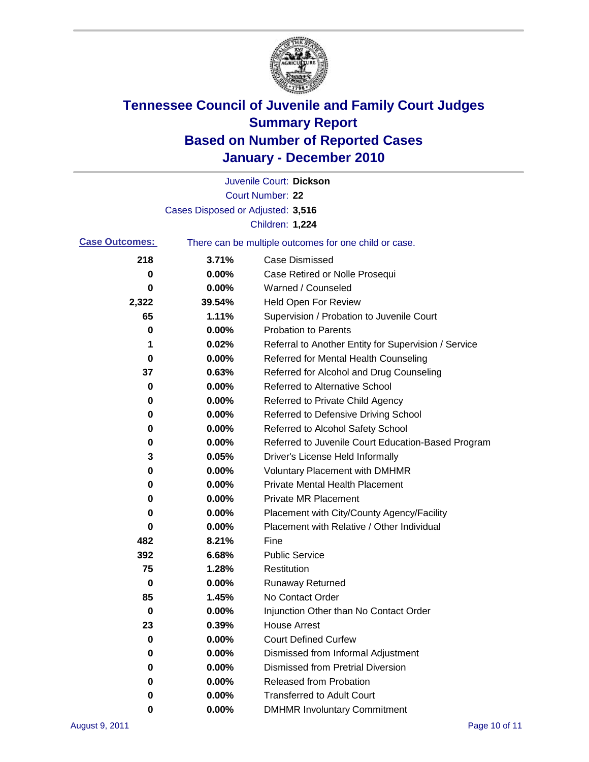# Tennessee Council of Juvenile and Family Court Judges
## Summary Report
## Based on Number of Reported Cases
## January - December 2010

Juvenile Court: **Dickson**

Court Number: **22**

Cases Disposed or Adjusted: **3,516**

Children: **1,224**

**Case Outcomes:** There can be multiple outcomes for one child or case.

| Count | Percent | Outcome |
|---|---|---|
| 218 | 3.71% | Case Dismissed |
| 0 | 0.00% | Case Retired or Nolle Prosequi |
| 0 | 0.00% | Warned / Counseled |
| 2,322 | 39.54% | Held Open For Review |
| 65 | 1.11% | Supervision / Probation to Juvenile Court |
| 0 | 0.00% | Probation to Parents |
| 1 | 0.02% | Referral to Another Entity for Supervision / Service |
| 0 | 0.00% | Referred for Mental Health Counseling |
| 37 | 0.63% | Referred for Alcohol and Drug Counseling |
| 0 | 0.00% | Referred to Alternative School |
| 0 | 0.00% | Referred to Private Child Agency |
| 0 | 0.00% | Referred to Defensive Driving School |
| 0 | 0.00% | Referred to Alcohol Safety School |
| 0 | 0.00% | Referred to Juvenile Court Education-Based Program |
| 3 | 0.05% | Driver's License Held Informally |
| 0 | 0.00% | Voluntary Placement with DMHMR |
| 0 | 0.00% | Private Mental Health Placement |
| 0 | 0.00% | Private MR Placement |
| 0 | 0.00% | Placement with City/County Agency/Facility |
| 0 | 0.00% | Placement with Relative / Other Individual |
| 482 | 8.21% | Fine |
| 392 | 6.68% | Public Service |
| 75 | 1.28% | Restitution |
| 0 | 0.00% | Runaway Returned |
| 85 | 1.45% | No Contact Order |
| 0 | 0.00% | Injunction Other than No Contact Order |
| 23 | 0.39% | House Arrest |
| 0 | 0.00% | Court Defined Curfew |
| 0 | 0.00% | Dismissed from Informal Adjustment |
| 0 | 0.00% | Dismissed from Pretrial Diversion |
| 0 | 0.00% | Released from Probation |
| 0 | 0.00% | Transferred to Adult Court |
| 0 | 0.00% | DMHMR Involuntary Commitment |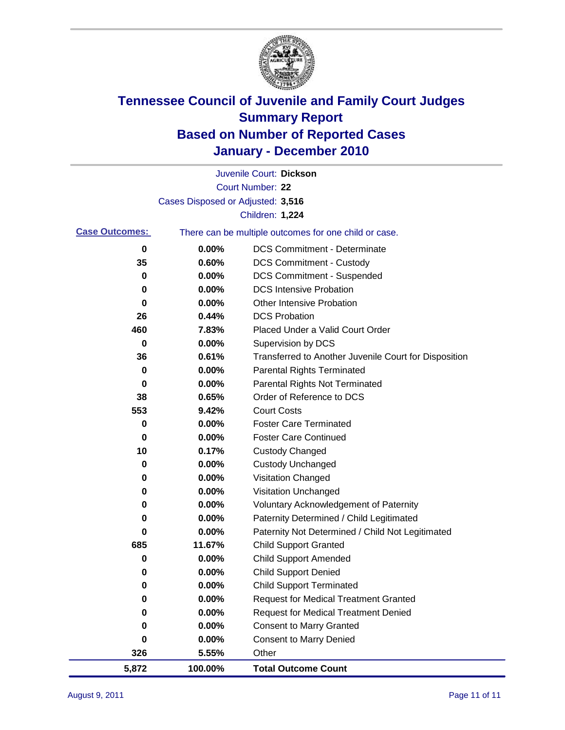# Tennessee Council of Juvenile and Family Court Judges
## Summary Report
## Based on Number of Reported Cases
## January - December 2010

Juvenile Court: **Dickson**

Court Number: **22**

Cases Disposed or Adjusted: **3,516**

Children: **1,224**

**Case Outcomes:** There can be multiple outcomes for one child or case.

| | | |
|---|---|---|
| 0 | 0.00% | DCS Commitment - Determinate |
| 35 | 0.60% | DCS Commitment - Custody |
| 0 | 0.00% | DCS Commitment - Suspended |
| 0 | 0.00% | DCS Intensive Probation |
| 0 | 0.00% | Other Intensive Probation |
| 26 | 0.44% | DCS Probation |
| 460 | 7.83% | Placed Under a Valid Court Order |
| 0 | 0.00% | Supervision by DCS |
| 36 | 0.61% | Transferred to Another Juvenile Court for Disposition |
| 0 | 0.00% | Parental Rights Terminated |
| 0 | 0.00% | Parental Rights Not Terminated |
| 38 | 0.65% | Order of Reference to DCS |
| 553 | 9.42% | Court Costs |
| 0 | 0.00% | Foster Care Terminated |
| 0 | 0.00% | Foster Care Continued |
| 10 | 0.17% | Custody Changed |
| 0 | 0.00% | Custody Unchanged |
| 0 | 0.00% | Visitation Changed |
| 0 | 0.00% | Visitation Unchanged |
| 0 | 0.00% | Voluntary Acknowledgement of Paternity |
| 0 | 0.00% | Paternity Determined / Child Legitimated |
| 0 | 0.00% | Paternity Not Determined / Child Not Legitimated |
| 685 | 11.67% | Child Support Granted |
| 0 | 0.00% | Child Support Amended |
| 0 | 0.00% | Child Support Denied |
| 0 | 0.00% | Child Support Terminated |
| 0 | 0.00% | Request for Medical Treatment Granted |
| 0 | 0.00% | Request for Medical Treatment Denied |
| 0 | 0.00% | Consent to Marry Granted |
| 0 | 0.00% | Consent to Marry Denied |
| 326 | 5.55% | Other |
| **5,872** | **100.00%** | **Total Outcome Count** |